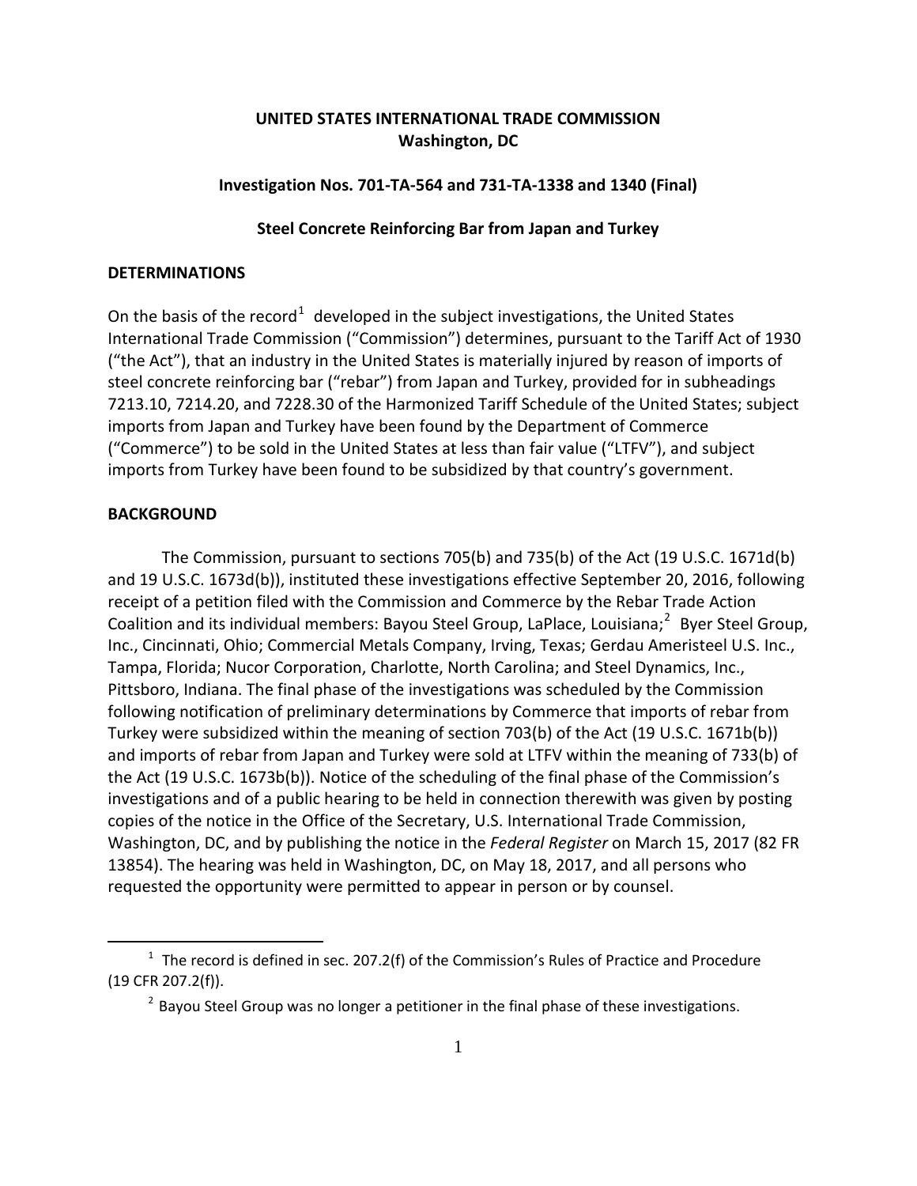**UNITED STATES INTERNATIONAL TRADE COMMISSION**
**Washington, DC**

**Investigation Nos. 701-TA-564 and 731-TA-1338 and 1340 (Final)**

**Steel Concrete Reinforcing Bar from Japan and Turkey**

## DETERMINATIONS

On the basis of the record[1] developed in the subject investigations, the United States International Trade Commission ("Commission") determines, pursuant to the Tariff Act of 1930 ("the Act"), that an industry in the United States is materially injured by reason of imports of steel concrete reinforcing bar ("rebar") from Japan and Turkey, provided for in subheadings 7213.10, 7214.20, and 7228.30 of the Harmonized Tariff Schedule of the United States; subject imports from Japan and Turkey have been found by the Department of Commerce ("Commerce") to be sold in the United States at less than fair value ("LTFV"), and subject imports from Turkey have been found to be subsidized by that country's government.

## BACKGROUND

The Commission, pursuant to sections 705(b) and 735(b) of the Act (19 U.S.C. 1671d(b) and 19 U.S.C. 1673d(b)), instituted these investigations effective September 20, 2016, following receipt of a petition filed with the Commission and Commerce by the Rebar Trade Action Coalition and its individual members: Bayou Steel Group, LaPlace, Louisiana;[2] Byer Steel Group, Inc., Cincinnati, Ohio; Commercial Metals Company, Irving, Texas; Gerdau Ameristeel U.S. Inc., Tampa, Florida; Nucor Corporation, Charlotte, North Carolina; and Steel Dynamics, Inc., Pittsboro, Indiana. The final phase of the investigations was scheduled by the Commission following notification of preliminary determinations by Commerce that imports of rebar from Turkey were subsidized within the meaning of section 703(b) of the Act (19 U.S.C. 1671b(b)) and imports of rebar from Japan and Turkey were sold at LTFV within the meaning of 733(b) of the Act (19 U.S.C. 1673b(b)). Notice of the scheduling of the final phase of the Commission's investigations and of a public hearing to be held in connection therewith was given by posting copies of the notice in the Office of the Secretary, U.S. International Trade Commission, Washington, DC, and by publishing the notice in the *Federal Register* on March 15, 2017 (82 FR 13854). The hearing was held in Washington, DC, on May 18, 2017, and all persons who requested the opportunity were permitted to appear in person or by counsel.

---

[1] The record is defined in sec. 207.2(f) of the Commission's Rules of Practice and Procedure (19 CFR 207.2(f)).

[2] Bayou Steel Group was no longer a petitioner in the final phase of these investigations.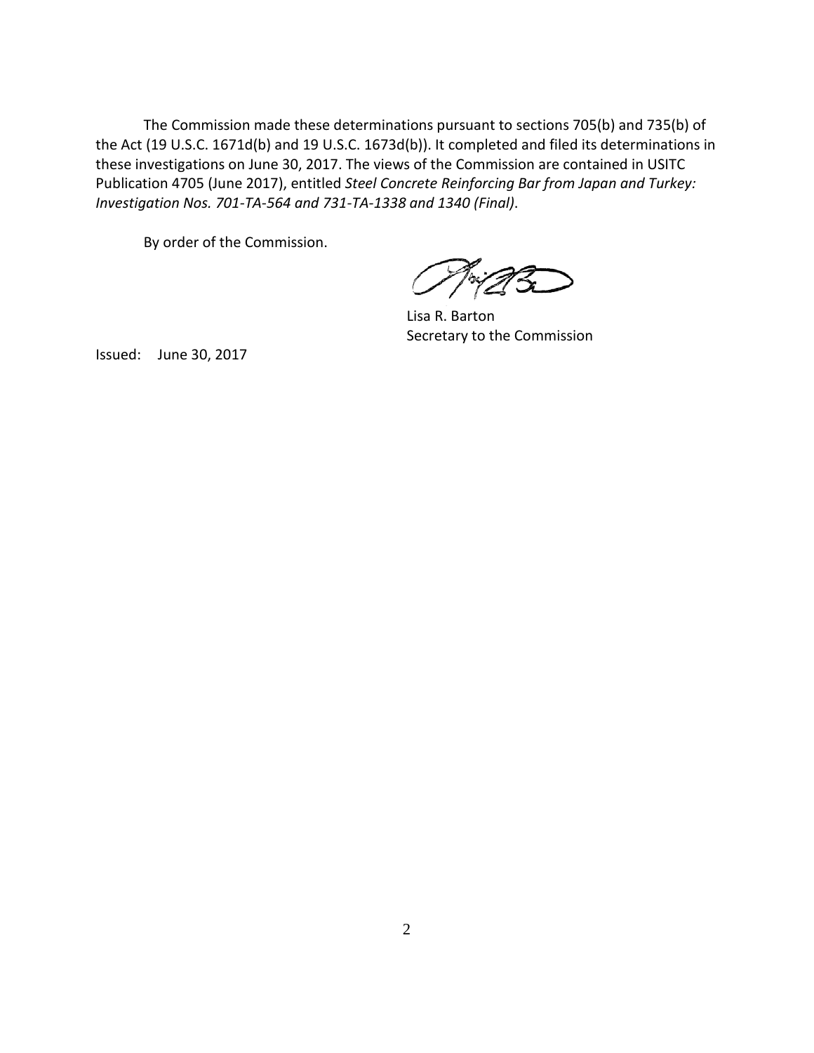The Commission made these determinations pursuant to sections 705(b) and 735(b) of the Act (19 U.S.C. 1671d(b) and 19 U.S.C. 1673d(b)). It completed and filed its determinations in these investigations on June 30, 2017. The views of the Commission are contained in USITC Publication 4705 (June 2017), entitled *Steel Concrete Reinforcing Bar from Japan and Turkey: Investigation Nos. 701-TA-564 and 731-TA-1338 and 1340 (Final)*.

By order of the Commission.

Lisa R. Barton
Secretary to the Commission

Issued: June 30, 2017